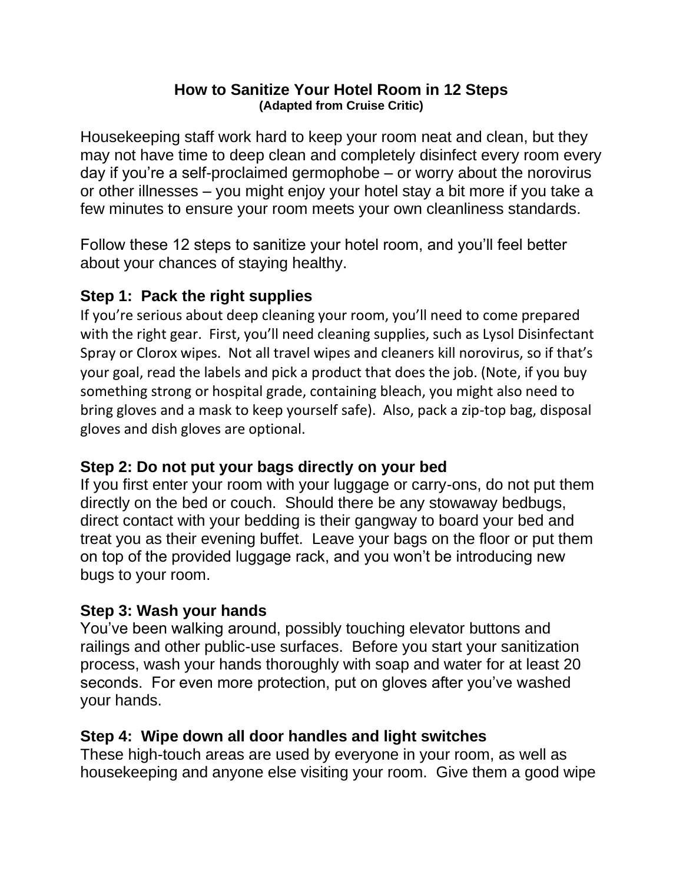# How to Sanitize Your Hotel Room in 12 Steps

**(Adapted from Cruise Critic)**

Housekeeping staff work hard to keep your room neat and clean, but they may not have time to deep clean and completely disinfect every room every day if you're a self-proclaimed germophobe – or worry about the norovirus or other illnesses – you might enjoy your hotel stay a bit more if you take a few minutes to ensure your room meets your own cleanliness standards.

Follow these 12 steps to sanitize your hotel room, and you'll feel better about your chances of staying healthy.

## Step 1: Pack the right supplies

If you're serious about deep cleaning your room, you'll need to come prepared with the right gear. First, you'll need cleaning supplies, such as Lysol Disinfectant Spray or Clorox wipes. Not all travel wipes and cleaners kill norovirus, so if that's your goal, read the labels and pick a product that does the job. (Note, if you buy something strong or hospital grade, containing bleach, you might also need to bring gloves and a mask to keep yourself safe). Also, pack a zip-top bag, disposal gloves and dish gloves are optional.

## Step 2: Do not put your bags directly on your bed

If you first enter your room with your luggage or carry-ons, do not put them directly on the bed or couch. Should there be any stowaway bedbugs, direct contact with your bedding is their gangway to board your bed and treat you as their evening buffet. Leave your bags on the floor or put them on top of the provided luggage rack, and you won't be introducing new bugs to your room.

## Step 3: Wash your hands

You've been walking around, possibly touching elevator buttons and railings and other public-use surfaces. Before you start your sanitization process, wash your hands thoroughly with soap and water for at least 20 seconds. For even more protection, put on gloves after you've washed your hands.

## Step 4: Wipe down all door handles and light switches

These high-touch areas are used by everyone in your room, as well as housekeeping and anyone else visiting your room. Give them a good wipe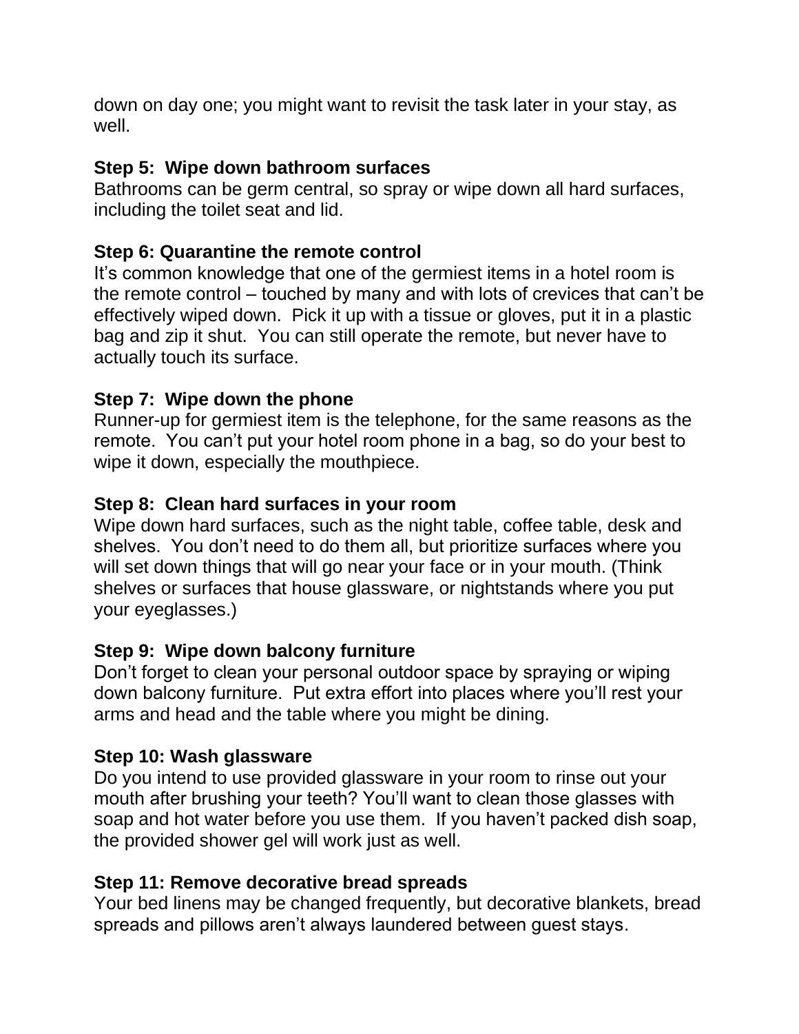down on day one; you might want to revisit the task later in your stay, as well.

**Step 5: Wipe down bathroom surfaces**
Bathrooms can be germ central, so spray or wipe down all hard surfaces, including the toilet seat and lid.

**Step 6: Quarantine the remote control**
It's common knowledge that one of the germiest items in a hotel room is the remote control – touched by many and with lots of crevices that can't be effectively wiped down. Pick it up with a tissue or gloves, put it in a plastic bag and zip it shut. You can still operate the remote, but never have to actually touch its surface.

**Step 7: Wipe down the phone**
Runner-up for germiest item is the telephone, for the same reasons as the remote. You can't put your hotel room phone in a bag, so do your best to wipe it down, especially the mouthpiece.

**Step 8: Clean hard surfaces in your room**
Wipe down hard surfaces, such as the night table, coffee table, desk and shelves. You don't need to do them all, but prioritize surfaces where you will set down things that will go near your face or in your mouth. (Think shelves or surfaces that house glassware, or nightstands where you put your eyeglasses.)

**Step 9: Wipe down balcony furniture**
Don't forget to clean your personal outdoor space by spraying or wiping down balcony furniture. Put extra effort into places where you'll rest your arms and head and the table where you might be dining.

**Step 10: Wash glassware**
Do you intend to use provided glassware in your room to rinse out your mouth after brushing your teeth? You'll want to clean those glasses with soap and hot water before you use them. If you haven't packed dish soap, the provided shower gel will work just as well.

**Step 11: Remove decorative bread spreads**
Your bed linens may be changed frequently, but decorative blankets, bread spreads and pillows aren't always laundered between guest stays.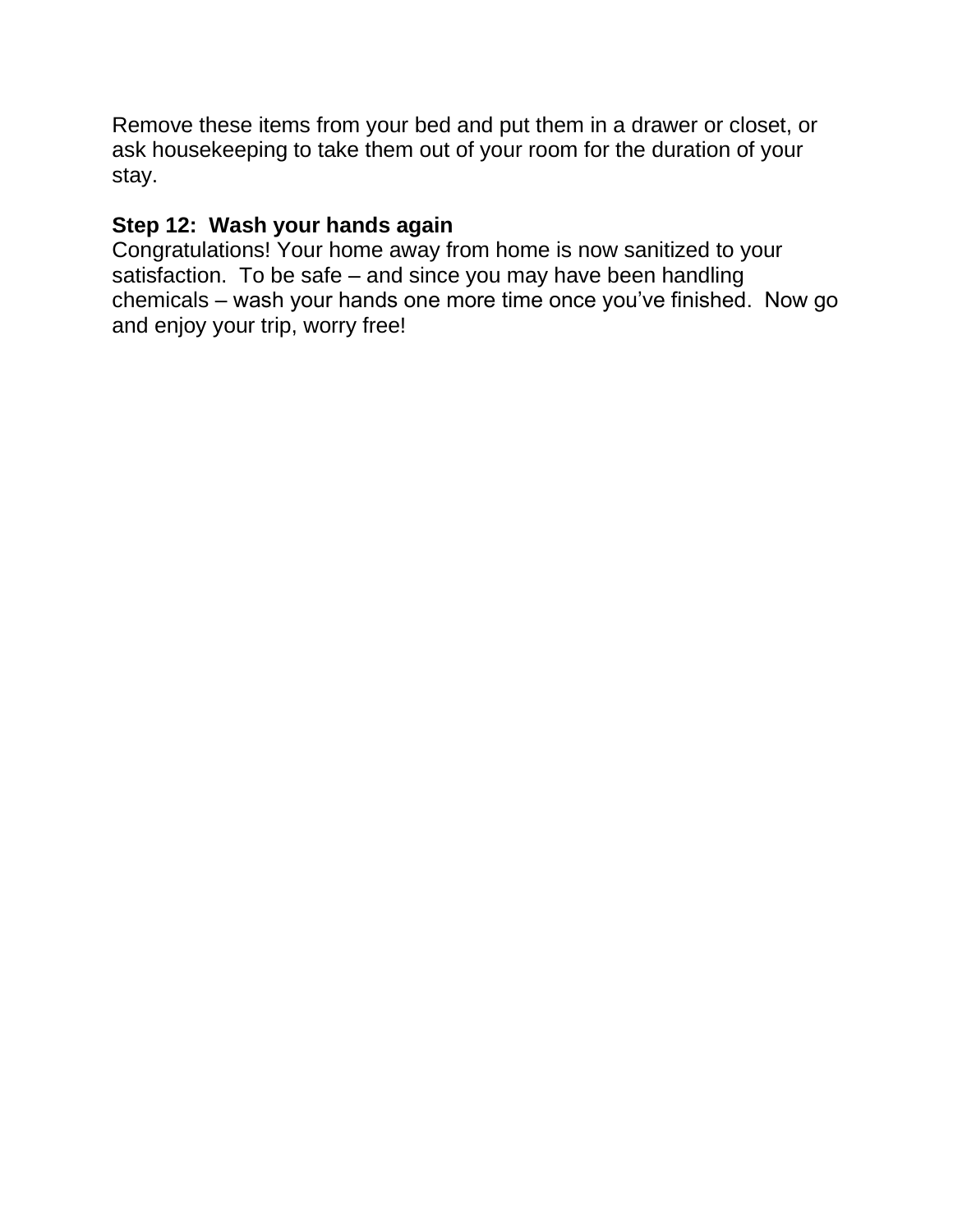Remove these items from your bed and put them in a drawer or closet, or ask housekeeping to take them out of your room for the duration of your stay.

**Step 12:  Wash your hands again**

Congratulations! Your home away from home is now sanitized to your satisfaction.  To be safe – and since you may have been handling chemicals – wash your hands one more time once you've finished.  Now go and enjoy your trip, worry free!